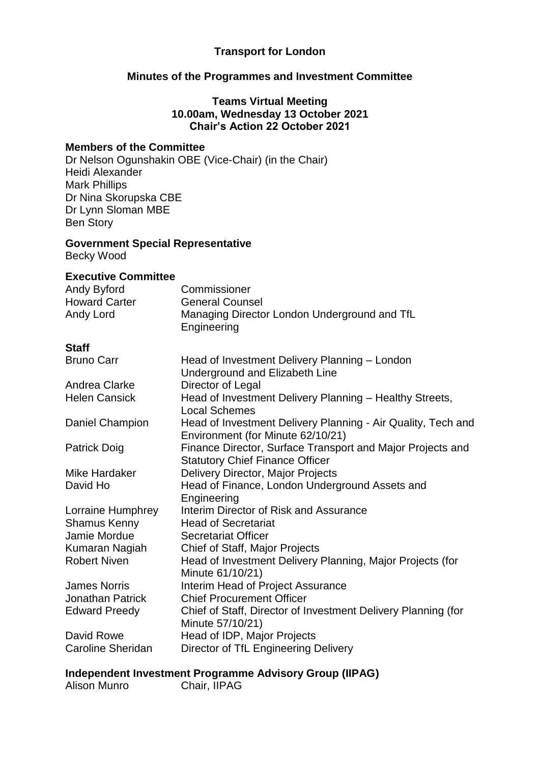# Transport for London

## Minutes of the Programmes and Investment Committee

### Teams Virtual Meeting
### 10.00am, Wednesday 13 October 2021
### Chair's Action 22 October 2021

**Members of the Committee**

Dr Nelson Ogunshakin OBE (Vice-Chair) (in the Chair)
Heidi Alexander
Mark Phillips
Dr Nina Skorupska CBE
Dr Lynn Sloman MBE
Ben Story

**Government Special Representative**

Becky Wood

**Executive Committee**

| | |
|---|---|
| Andy Byford | Commissioner |
| Howard Carter | General Counsel |
| Andy Lord | Managing Director London Underground and TfL Engineering |

**Staff**

| | |
|---|---|
| Bruno Carr | Head of Investment Delivery Planning – London Underground and Elizabeth Line |
| Andrea Clarke | Director of Legal |
| Helen Cansick | Head of Investment Delivery Planning – Healthy Streets, Local Schemes |
| Daniel Champion | Head of Investment Delivery Planning - Air Quality, Tech and Environment (for Minute 62/10/21) |
| Patrick Doig | Finance Director, Surface Transport and Major Projects and Statutory Chief Finance Officer |
| Mike Hardaker | Delivery Director, Major Projects |
| David Ho | Head of Finance, London Underground Assets and Engineering |
| Lorraine Humphrey | Interim Director of Risk and Assurance |
| Shamus Kenny | Head of Secretariat |
| Jamie Mordue | Secretariat Officer |
| Kumaran Nagiah | Chief of Staff, Major Projects |
| Robert Niven | Head of Investment Delivery Planning, Major Projects (for Minute 61/10/21) |
| James Norris | Interim Head of Project Assurance |
| Jonathan Patrick | Chief Procurement Officer |
| Edward Preedy | Chief of Staff, Director of Investment Delivery Planning (for Minute 57/10/21) |
| David Rowe | Head of IDP, Major Projects |
| Caroline Sheridan | Director of TfL Engineering Delivery |

**Independent Investment Programme Advisory Group (IIPAG)**

| | |
|---|---|
| Alison Munro | Chair, IIPAG |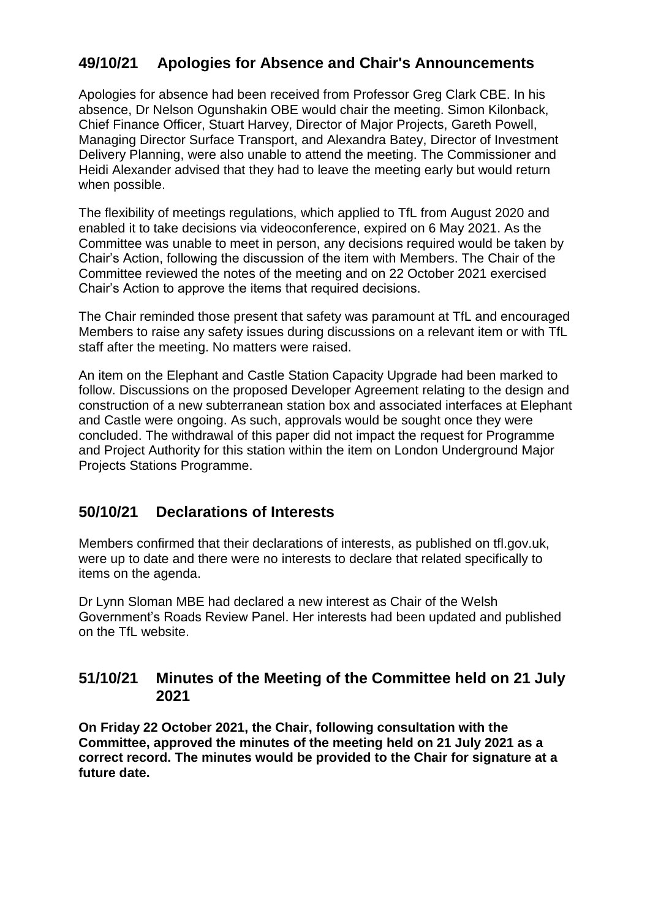## 49/10/21 Apologies for Absence and Chair's Announcements

Apologies for absence had been received from Professor Greg Clark CBE. In his absence, Dr Nelson Ogunshakin OBE would chair the meeting. Simon Kilonback, Chief Finance Officer, Stuart Harvey, Director of Major Projects, Gareth Powell, Managing Director Surface Transport, and Alexandra Batey, Director of Investment Delivery Planning, were also unable to attend the meeting. The Commissioner and Heidi Alexander advised that they had to leave the meeting early but would return when possible.

The flexibility of meetings regulations, which applied to TfL from August 2020 and enabled it to take decisions via videoconference, expired on 6 May 2021. As the Committee was unable to meet in person, any decisions required would be taken by Chair's Action, following the discussion of the item with Members. The Chair of the Committee reviewed the notes of the meeting and on 22 October 2021 exercised Chair's Action to approve the items that required decisions.

The Chair reminded those present that safety was paramount at TfL and encouraged Members to raise any safety issues during discussions on a relevant item or with TfL staff after the meeting. No matters were raised.

An item on the Elephant and Castle Station Capacity Upgrade had been marked to follow. Discussions on the proposed Developer Agreement relating to the design and construction of a new subterranean station box and associated interfaces at Elephant and Castle were ongoing. As such, approvals would be sought once they were concluded. The withdrawal of this paper did not impact the request for Programme and Project Authority for this station within the item on London Underground Major Projects Stations Programme.

## 50/10/21 Declarations of Interests

Members confirmed that their declarations of interests, as published on tfl.gov.uk, were up to date and there were no interests to declare that related specifically to items on the agenda.

Dr Lynn Sloman MBE had declared a new interest as Chair of the Welsh Government's Roads Review Panel. Her interests had been updated and published on the TfL website.

## 51/10/21 Minutes of the Meeting of the Committee held on 21 July 2021

**On Friday 22 October 2021, the Chair, following consultation with the Committee, approved the minutes of the meeting held on 21 July 2021 as a correct record. The minutes would be provided to the Chair for signature at a future date.**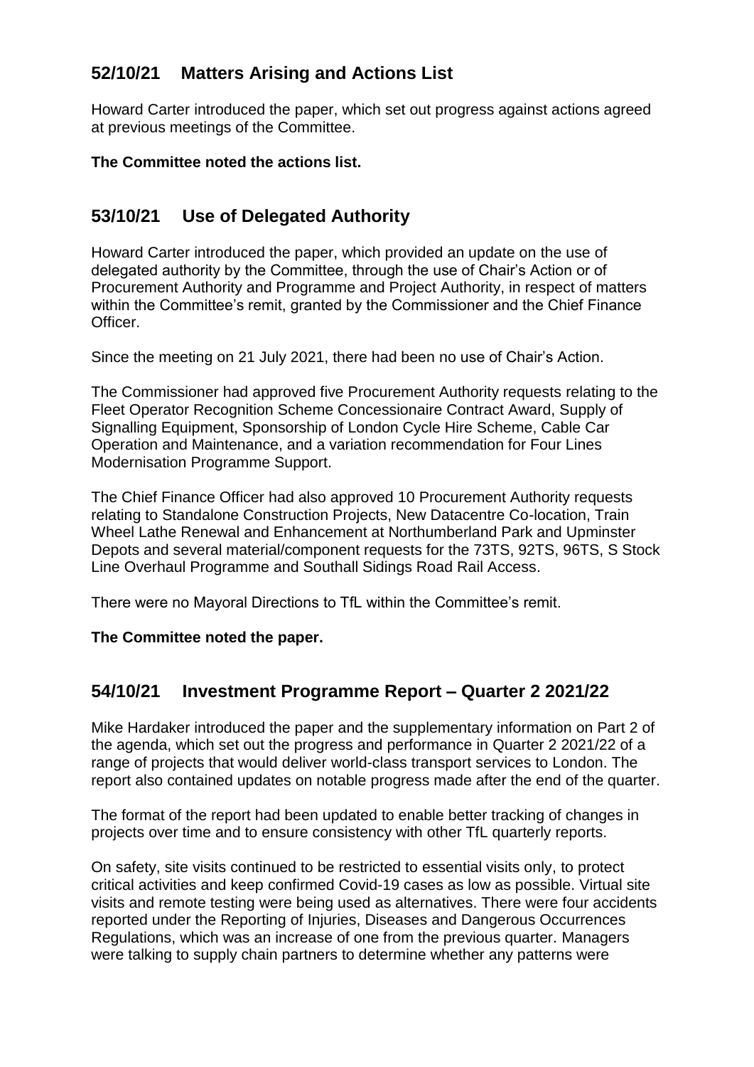## 52/10/21 Matters Arising and Actions List

Howard Carter introduced the paper, which set out progress against actions agreed at previous meetings of the Committee.

**The Committee noted the actions list.**

## 53/10/21 Use of Delegated Authority

Howard Carter introduced the paper, which provided an update on the use of delegated authority by the Committee, through the use of Chair's Action or of Procurement Authority and Programme and Project Authority, in respect of matters within the Committee's remit, granted by the Commissioner and the Chief Finance Officer.

Since the meeting on 21 July 2021, there had been no use of Chair's Action.

The Commissioner had approved five Procurement Authority requests relating to the Fleet Operator Recognition Scheme Concessionaire Contract Award, Supply of Signalling Equipment, Sponsorship of London Cycle Hire Scheme, Cable Car Operation and Maintenance, and a variation recommendation for Four Lines Modernisation Programme Support.

The Chief Finance Officer had also approved 10 Procurement Authority requests relating to Standalone Construction Projects, New Datacentre Co-location, Train Wheel Lathe Renewal and Enhancement at Northumberland Park and Upminster Depots and several material/component requests for the 73TS, 92TS, 96TS, S Stock Line Overhaul Programme and Southall Sidings Road Rail Access.

There were no Mayoral Directions to TfL within the Committee's remit.

**The Committee noted the paper.**

## 54/10/21 Investment Programme Report – Quarter 2 2021/22

Mike Hardaker introduced the paper and the supplementary information on Part 2 of the agenda, which set out the progress and performance in Quarter 2 2021/22 of a range of projects that would deliver world-class transport services to London. The report also contained updates on notable progress made after the end of the quarter.

The format of the report had been updated to enable better tracking of changes in projects over time and to ensure consistency with other TfL quarterly reports.

On safety, site visits continued to be restricted to essential visits only, to protect critical activities and keep confirmed Covid-19 cases as low as possible. Virtual site visits and remote testing were being used as alternatives. There were four accidents reported under the Reporting of Injuries, Diseases and Dangerous Occurrences Regulations, which was an increase of one from the previous quarter. Managers were talking to supply chain partners to determine whether any patterns were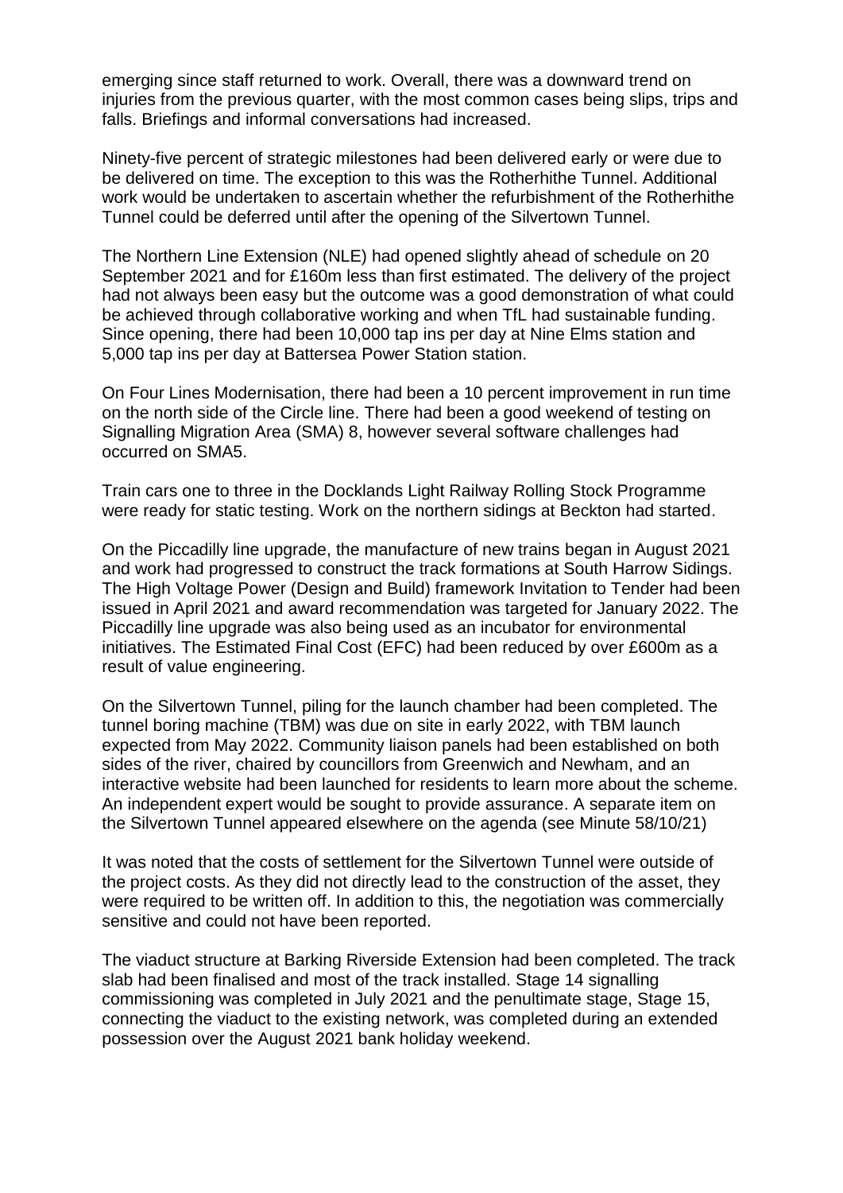emerging since staff returned to work. Overall, there was a downward trend on injuries from the previous quarter, with the most common cases being slips, trips and falls. Briefings and informal conversations had increased.

Ninety-five percent of strategic milestones had been delivered early or were due to be delivered on time. The exception to this was the Rotherhithe Tunnel. Additional work would be undertaken to ascertain whether the refurbishment of the Rotherhithe Tunnel could be deferred until after the opening of the Silvertown Tunnel.

The Northern Line Extension (NLE) had opened slightly ahead of schedule on 20 September 2021 and for £160m less than first estimated. The delivery of the project had not always been easy but the outcome was a good demonstration of what could be achieved through collaborative working and when TfL had sustainable funding. Since opening, there had been 10,000 tap ins per day at Nine Elms station and 5,000 tap ins per day at Battersea Power Station station.

On Four Lines Modernisation, there had been a 10 percent improvement in run time on the north side of the Circle line. There had been a good weekend of testing on Signalling Migration Area (SMA) 8, however several software challenges had occurred on SMA5.

Train cars one to three in the Docklands Light Railway Rolling Stock Programme were ready for static testing. Work on the northern sidings at Beckton had started.

On the Piccadilly line upgrade, the manufacture of new trains began in August 2021 and work had progressed to construct the track formations at South Harrow Sidings. The High Voltage Power (Design and Build) framework Invitation to Tender had been issued in April 2021 and award recommendation was targeted for January 2022. The Piccadilly line upgrade was also being used as an incubator for environmental initiatives. The Estimated Final Cost (EFC) had been reduced by over £600m as a result of value engineering.

On the Silvertown Tunnel, piling for the launch chamber had been completed. The tunnel boring machine (TBM) was due on site in early 2022, with TBM launch expected from May 2022. Community liaison panels had been established on both sides of the river, chaired by councillors from Greenwich and Newham, and an interactive website had been launched for residents to learn more about the scheme. An independent expert would be sought to provide assurance. A separate item on the Silvertown Tunnel appeared elsewhere on the agenda (see Minute 58/10/21)

It was noted that the costs of settlement for the Silvertown Tunnel were outside of the project costs. As they did not directly lead to the construction of the asset, they were required to be written off. In addition to this, the negotiation was commercially sensitive and could not have been reported.

The viaduct structure at Barking Riverside Extension had been completed. The track slab had been finalised and most of the track installed. Stage 14 signalling commissioning was completed in July 2021 and the penultimate stage, Stage 15, connecting the viaduct to the existing network, was completed during an extended possession over the August 2021 bank holiday weekend.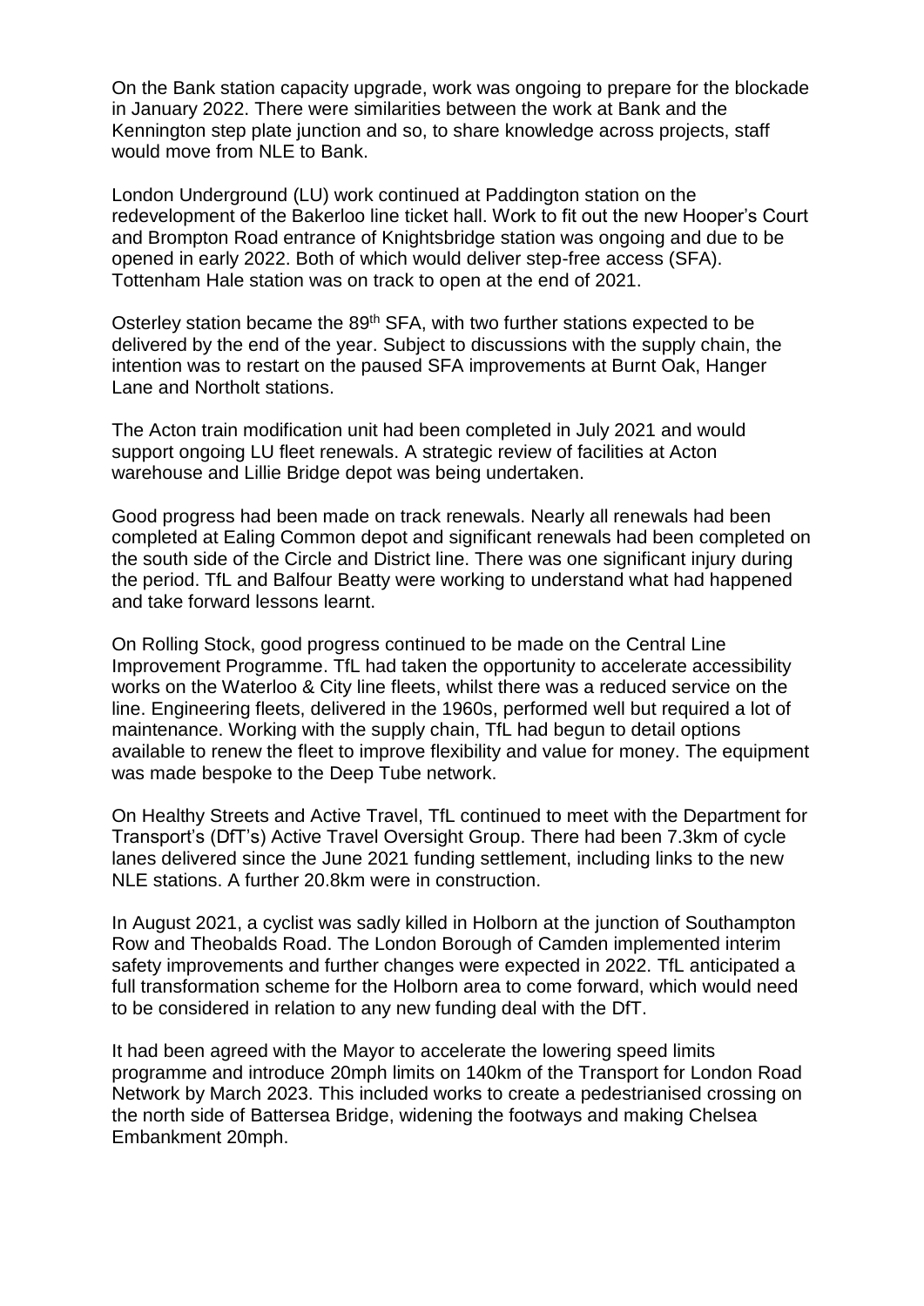On the Bank station capacity upgrade, work was ongoing to prepare for the blockade in January 2022. There were similarities between the work at Bank and the Kennington step plate junction and so, to share knowledge across projects, staff would move from NLE to Bank.

London Underground (LU) work continued at Paddington station on the redevelopment of the Bakerloo line ticket hall. Work to fit out the new Hooper's Court and Brompton Road entrance of Knightsbridge station was ongoing and due to be opened in early 2022. Both of which would deliver step-free access (SFA). Tottenham Hale station was on track to open at the end of 2021.

Osterley station became the 89th SFA, with two further stations expected to be delivered by the end of the year. Subject to discussions with the supply chain, the intention was to restart on the paused SFA improvements at Burnt Oak, Hanger Lane and Northolt stations.

The Acton train modification unit had been completed in July 2021 and would support ongoing LU fleet renewals. A strategic review of facilities at Acton warehouse and Lillie Bridge depot was being undertaken.

Good progress had been made on track renewals. Nearly all renewals had been completed at Ealing Common depot and significant renewals had been completed on the south side of the Circle and District line. There was one significant injury during the period. TfL and Balfour Beatty were working to understand what had happened and take forward lessons learnt.

On Rolling Stock, good progress continued to be made on the Central Line Improvement Programme. TfL had taken the opportunity to accelerate accessibility works on the Waterloo & City line fleets, whilst there was a reduced service on the line. Engineering fleets, delivered in the 1960s, performed well but required a lot of maintenance. Working with the supply chain, TfL had begun to detail options available to renew the fleet to improve flexibility and value for money. The equipment was made bespoke to the Deep Tube network.

On Healthy Streets and Active Travel, TfL continued to meet with the Department for Transport's (DfT's) Active Travel Oversight Group. There had been 7.3km of cycle lanes delivered since the June 2021 funding settlement, including links to the new NLE stations. A further 20.8km were in construction.

In August 2021, a cyclist was sadly killed in Holborn at the junction of Southampton Row and Theobalds Road. The London Borough of Camden implemented interim safety improvements and further changes were expected in 2022. TfL anticipated a full transformation scheme for the Holborn area to come forward, which would need to be considered in relation to any new funding deal with the DfT.

It had been agreed with the Mayor to accelerate the lowering speed limits programme and introduce 20mph limits on 140km of the Transport for London Road Network by March 2023. This included works to create a pedestrianised crossing on the north side of Battersea Bridge, widening the footways and making Chelsea Embankment 20mph.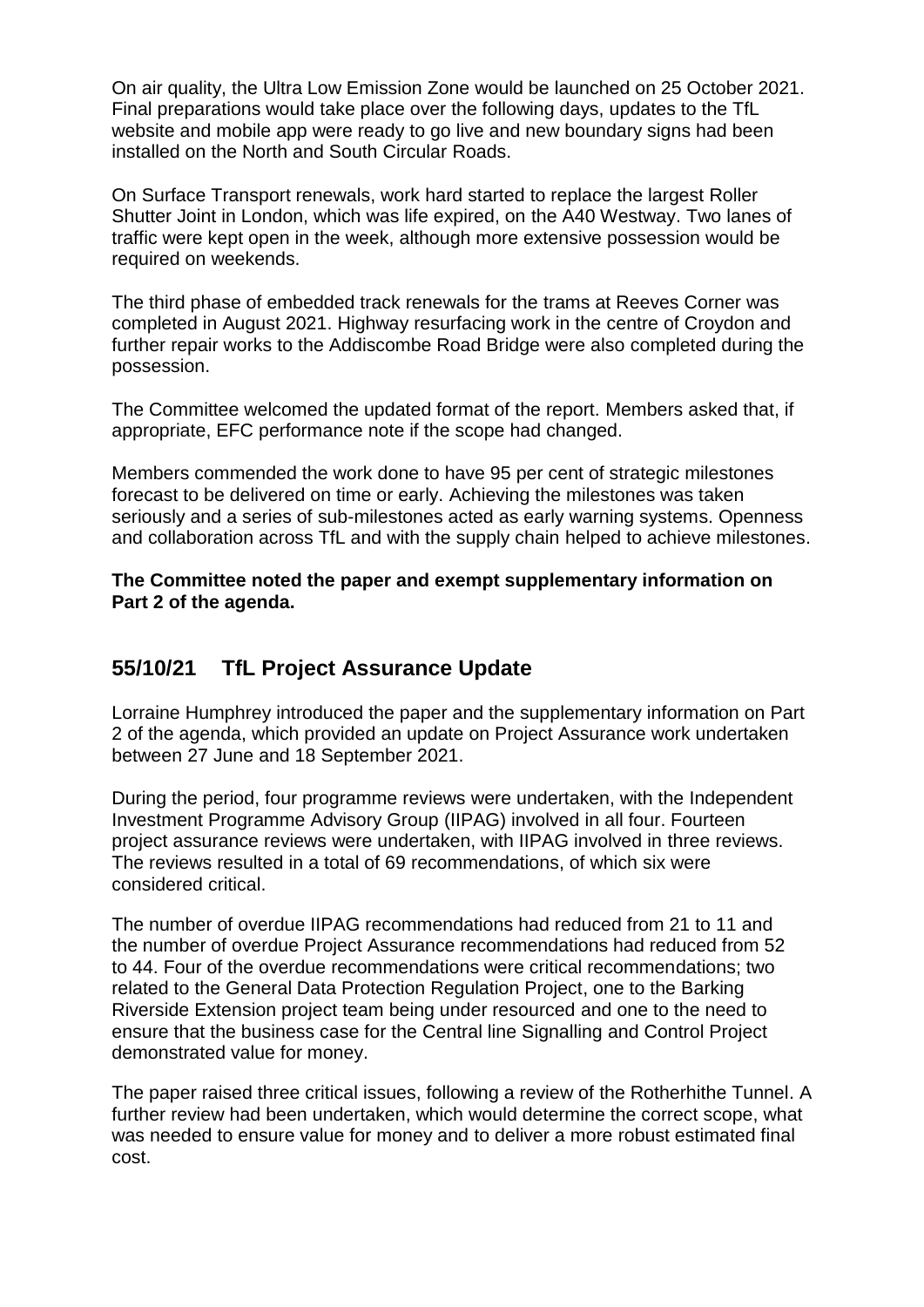On air quality, the Ultra Low Emission Zone would be launched on 25 October 2021. Final preparations would take place over the following days, updates to the TfL website and mobile app were ready to go live and new boundary signs had been installed on the North and South Circular Roads.

On Surface Transport renewals, work hard started to replace the largest Roller Shutter Joint in London, which was life expired, on the A40 Westway. Two lanes of traffic were kept open in the week, although more extensive possession would be required on weekends.

The third phase of embedded track renewals for the trams at Reeves Corner was completed in August 2021. Highway resurfacing work in the centre of Croydon and further repair works to the Addiscombe Road Bridge were also completed during the possession.

The Committee welcomed the updated format of the report. Members asked that, if appropriate, EFC performance note if the scope had changed.

Members commended the work done to have 95 per cent of strategic milestones forecast to be delivered on time or early. Achieving the milestones was taken seriously and a series of sub-milestones acted as early warning systems. Openness and collaboration across TfL and with the supply chain helped to achieve milestones.

**The Committee noted the paper and exempt supplementary information on Part 2 of the agenda.**

## 55/10/21 TfL Project Assurance Update

Lorraine Humphrey introduced the paper and the supplementary information on Part 2 of the agenda, which provided an update on Project Assurance work undertaken between 27 June and 18 September 2021.

During the period, four programme reviews were undertaken, with the Independent Investment Programme Advisory Group (IIPAG) involved in all four. Fourteen project assurance reviews were undertaken, with IIPAG involved in three reviews. The reviews resulted in a total of 69 recommendations, of which six were considered critical.

The number of overdue IIPAG recommendations had reduced from 21 to 11 and the number of overdue Project Assurance recommendations had reduced from 52 to 44. Four of the overdue recommendations were critical recommendations; two related to the General Data Protection Regulation Project, one to the Barking Riverside Extension project team being under resourced and one to the need to ensure that the business case for the Central line Signalling and Control Project demonstrated value for money.

The paper raised three critical issues, following a review of the Rotherhithe Tunnel. A further review had been undertaken, which would determine the correct scope, what was needed to ensure value for money and to deliver a more robust estimated final cost.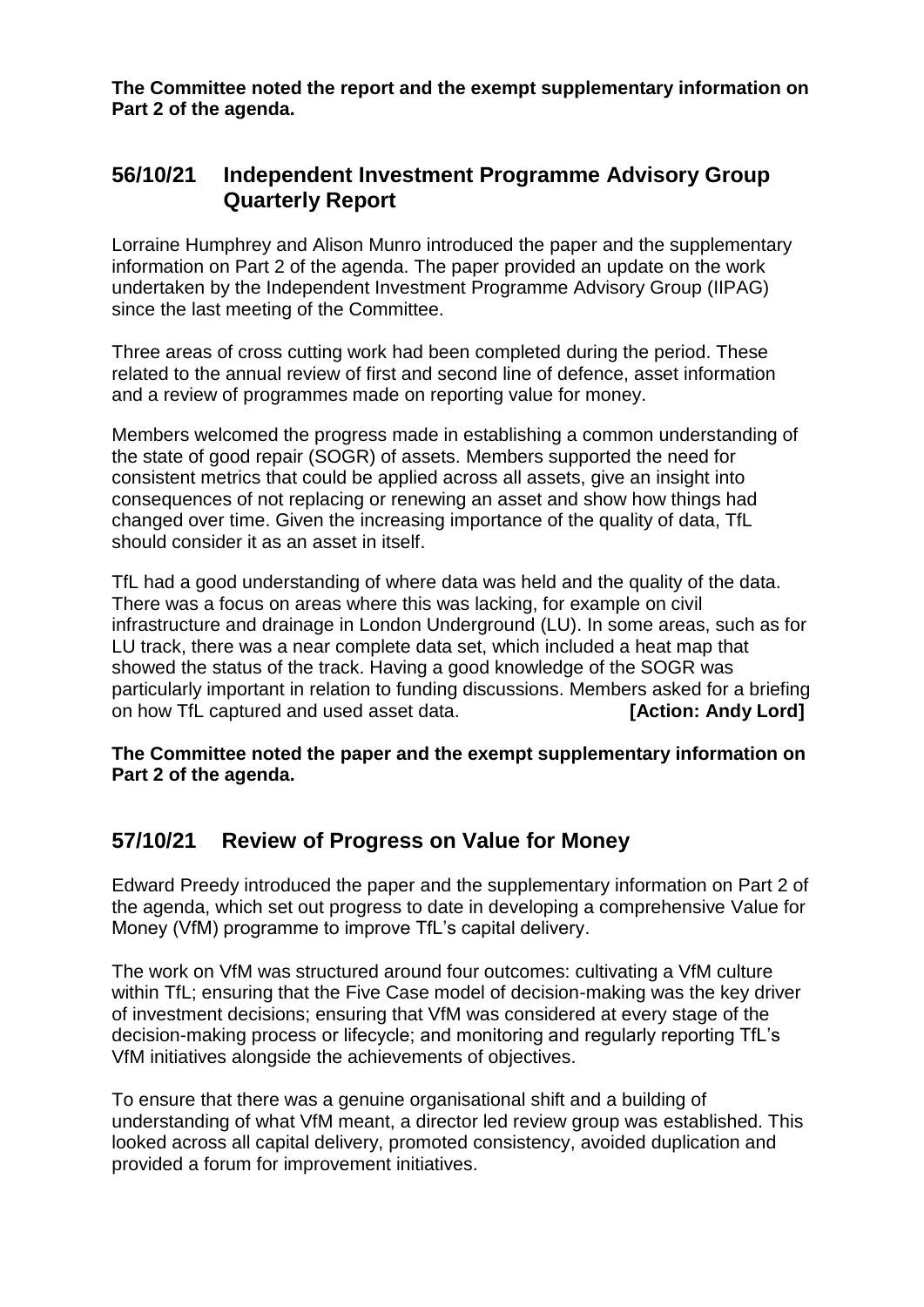**The Committee noted the report and the exempt supplementary information on Part 2 of the agenda.**

## 56/10/21 Independent Investment Programme Advisory Group Quarterly Report

Lorraine Humphrey and Alison Munro introduced the paper and the supplementary information on Part 2 of the agenda. The paper provided an update on the work undertaken by the Independent Investment Programme Advisory Group (IIPAG) since the last meeting of the Committee.

Three areas of cross cutting work had been completed during the period. These related to the annual review of first and second line of defence, asset information and a review of programmes made on reporting value for money.

Members welcomed the progress made in establishing a common understanding of the state of good repair (SOGR) of assets. Members supported the need for consistent metrics that could be applied across all assets, give an insight into consequences of not replacing or renewing an asset and show how things had changed over time. Given the increasing importance of the quality of data, TfL should consider it as an asset in itself.

TfL had a good understanding of where data was held and the quality of the data. There was a focus on areas where this was lacking, for example on civil infrastructure and drainage in London Underground (LU). In some areas, such as for LU track, there was a near complete data set, which included a heat map that showed the status of the track. Having a good knowledge of the SOGR was particularly important in relation to funding discussions. Members asked for a briefing on how TfL captured and used asset data. **[Action: Andy Lord]**

**The Committee noted the paper and the exempt supplementary information on Part 2 of the agenda.**

## 57/10/21 Review of Progress on Value for Money

Edward Preedy introduced the paper and the supplementary information on Part 2 of the agenda, which set out progress to date in developing a comprehensive Value for Money (VfM) programme to improve TfL's capital delivery.

The work on VfM was structured around four outcomes: cultivating a VfM culture within TfL; ensuring that the Five Case model of decision-making was the key driver of investment decisions; ensuring that VfM was considered at every stage of the decision-making process or lifecycle; and monitoring and regularly reporting TfL's VfM initiatives alongside the achievements of objectives.

To ensure that there was a genuine organisational shift and a building of understanding of what VfM meant, a director led review group was established. This looked across all capital delivery, promoted consistency, avoided duplication and provided a forum for improvement initiatives.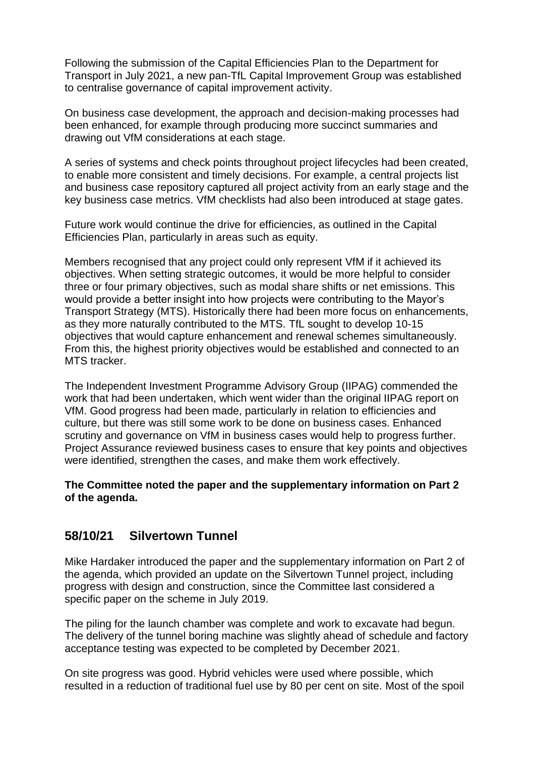Following the submission of the Capital Efficiencies Plan to the Department for Transport in July 2021, a new pan-TfL Capital Improvement Group was established to centralise governance of capital improvement activity.

On business case development, the approach and decision-making processes had been enhanced, for example through producing more succinct summaries and drawing out VfM considerations at each stage.

A series of systems and check points throughout project lifecycles had been created, to enable more consistent and timely decisions. For example, a central projects list and business case repository captured all project activity from an early stage and the key business case metrics. VfM checklists had also been introduced at stage gates.

Future work would continue the drive for efficiencies, as outlined in the Capital Efficiencies Plan, particularly in areas such as equity.

Members recognised that any project could only represent VfM if it achieved its objectives. When setting strategic outcomes, it would be more helpful to consider three or four primary objectives, such as modal share shifts or net emissions. This would provide a better insight into how projects were contributing to the Mayor's Transport Strategy (MTS). Historically there had been more focus on enhancements, as they more naturally contributed to the MTS. TfL sought to develop 10-15 objectives that would capture enhancement and renewal schemes simultaneously. From this, the highest priority objectives would be established and connected to an MTS tracker.

The Independent Investment Programme Advisory Group (IIPAG) commended the work that had been undertaken, which went wider than the original IIPAG report on VfM. Good progress had been made, particularly in relation to efficiencies and culture, but there was still some work to be done on business cases. Enhanced scrutiny and governance on VfM in business cases would help to progress further. Project Assurance reviewed business cases to ensure that key points and objectives were identified, strengthen the cases, and make them work effectively.

**The Committee noted the paper and the supplementary information on Part 2 of the agenda.**

## 58/10/21 Silvertown Tunnel

Mike Hardaker introduced the paper and the supplementary information on Part 2 of the agenda, which provided an update on the Silvertown Tunnel project, including progress with design and construction, since the Committee last considered a specific paper on the scheme in July 2019.

The piling for the launch chamber was complete and work to excavate had begun. The delivery of the tunnel boring machine was slightly ahead of schedule and factory acceptance testing was expected to be completed by December 2021.

On site progress was good. Hybrid vehicles were used where possible, which resulted in a reduction of traditional fuel use by 80 per cent on site. Most of the spoil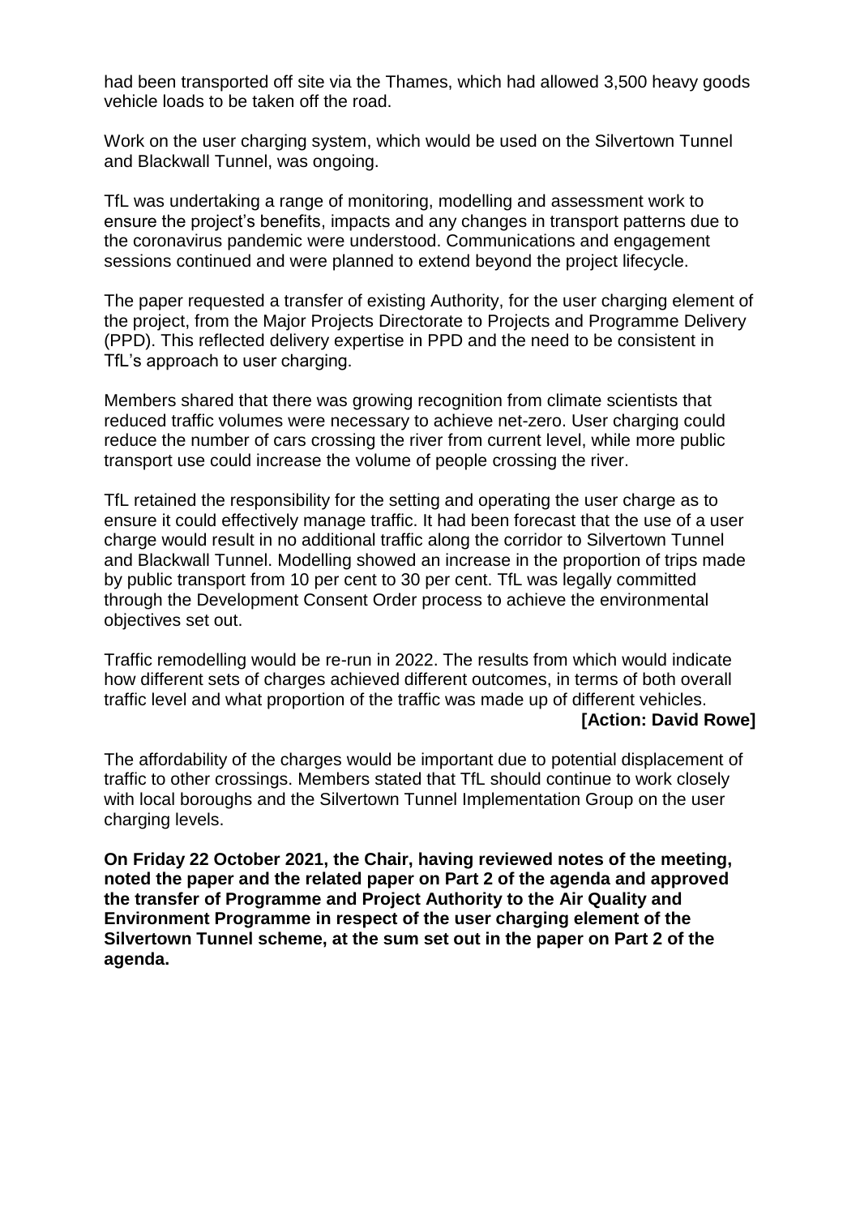had been transported off site via the Thames, which had allowed 3,500 heavy goods vehicle loads to be taken off the road.

Work on the user charging system, which would be used on the Silvertown Tunnel and Blackwall Tunnel, was ongoing.

TfL was undertaking a range of monitoring, modelling and assessment work to ensure the project's benefits, impacts and any changes in transport patterns due to the coronavirus pandemic were understood. Communications and engagement sessions continued and were planned to extend beyond the project lifecycle.

The paper requested a transfer of existing Authority, for the user charging element of the project, from the Major Projects Directorate to Projects and Programme Delivery (PPD). This reflected delivery expertise in PPD and the need to be consistent in TfL's approach to user charging.

Members shared that there was growing recognition from climate scientists that reduced traffic volumes were necessary to achieve net-zero. User charging could reduce the number of cars crossing the river from current level, while more public transport use could increase the volume of people crossing the river.

TfL retained the responsibility for the setting and operating the user charge as to ensure it could effectively manage traffic. It had been forecast that the use of a user charge would result in no additional traffic along the corridor to Silvertown Tunnel and Blackwall Tunnel. Modelling showed an increase in the proportion of trips made by public transport from 10 per cent to 30 per cent. TfL was legally committed through the Development Consent Order process to achieve the environmental objectives set out.

Traffic remodelling would be re-run in 2022. The results from which would indicate how different sets of charges achieved different outcomes, in terms of both overall traffic level and what proportion of the traffic was made up of different vehicles.

**[Action: David Rowe]**

The affordability of the charges would be important due to potential displacement of traffic to other crossings. Members stated that TfL should continue to work closely with local boroughs and the Silvertown Tunnel Implementation Group on the user charging levels.

**On Friday 22 October 2021, the Chair, having reviewed notes of the meeting, noted the paper and the related paper on Part 2 of the agenda and approved the transfer of Programme and Project Authority to the Air Quality and Environment Programme in respect of the user charging element of the Silvertown Tunnel scheme, at the sum set out in the paper on Part 2 of the agenda.**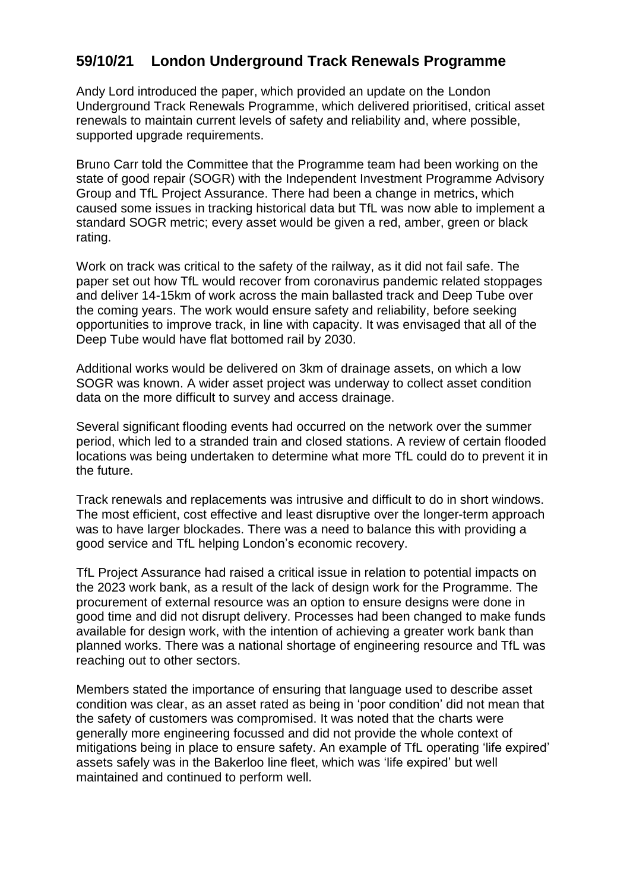## 59/10/21 London Underground Track Renewals Programme

Andy Lord introduced the paper, which provided an update on the London Underground Track Renewals Programme, which delivered prioritised, critical asset renewals to maintain current levels of safety and reliability and, where possible, supported upgrade requirements.

Bruno Carr told the Committee that the Programme team had been working on the state of good repair (SOGR) with the Independent Investment Programme Advisory Group and TfL Project Assurance. There had been a change in metrics, which caused some issues in tracking historical data but TfL was now able to implement a standard SOGR metric; every asset would be given a red, amber, green or black rating.

Work on track was critical to the safety of the railway, as it did not fail safe. The paper set out how TfL would recover from coronavirus pandemic related stoppages and deliver 14-15km of work across the main ballasted track and Deep Tube over the coming years. The work would ensure safety and reliability, before seeking opportunities to improve track, in line with capacity. It was envisaged that all of the Deep Tube would have flat bottomed rail by 2030.

Additional works would be delivered on 3km of drainage assets, on which a low SOGR was known. A wider asset project was underway to collect asset condition data on the more difficult to survey and access drainage.

Several significant flooding events had occurred on the network over the summer period, which led to a stranded train and closed stations. A review of certain flooded locations was being undertaken to determine what more TfL could do to prevent it in the future.

Track renewals and replacements was intrusive and difficult to do in short windows. The most efficient, cost effective and least disruptive over the longer-term approach was to have larger blockades. There was a need to balance this with providing a good service and TfL helping London's economic recovery.

TfL Project Assurance had raised a critical issue in relation to potential impacts on the 2023 work bank, as a result of the lack of design work for the Programme. The procurement of external resource was an option to ensure designs were done in good time and did not disrupt delivery. Processes had been changed to make funds available for design work, with the intention of achieving a greater work bank than planned works. There was a national shortage of engineering resource and TfL was reaching out to other sectors.

Members stated the importance of ensuring that language used to describe asset condition was clear, as an asset rated as being in 'poor condition' did not mean that the safety of customers was compromised. It was noted that the charts were generally more engineering focussed and did not provide the whole context of mitigations being in place to ensure safety. An example of TfL operating 'life expired' assets safely was in the Bakerloo line fleet, which was 'life expired' but well maintained and continued to perform well.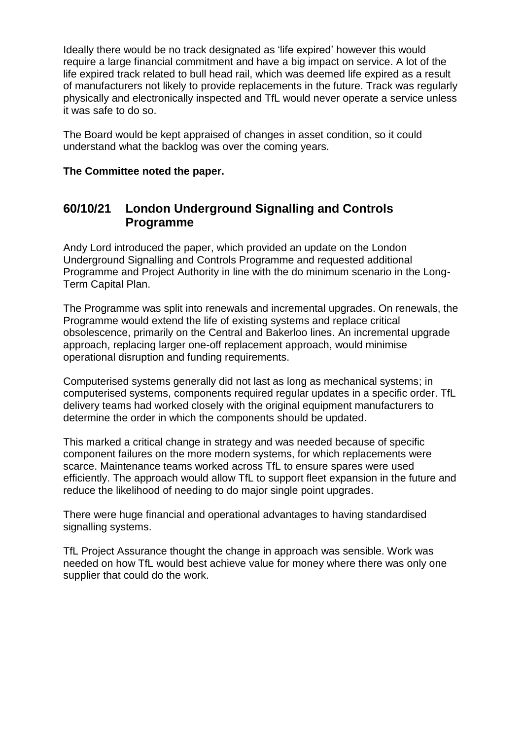Ideally there would be no track designated as 'life expired' however this would require a large financial commitment and have a big impact on service. A lot of the life expired track related to bull head rail, which was deemed life expired as a result of manufacturers not likely to provide replacements in the future. Track was regularly physically and electronically inspected and TfL would never operate a service unless it was safe to do so.

The Board would be kept appraised of changes in asset condition, so it could understand what the backlog was over the coming years.

**The Committee noted the paper.**

## 60/10/21 London Underground Signalling and Controls Programme

Andy Lord introduced the paper, which provided an update on the London Underground Signalling and Controls Programme and requested additional Programme and Project Authority in line with the do minimum scenario in the Long-Term Capital Plan.

The Programme was split into renewals and incremental upgrades. On renewals, the Programme would extend the life of existing systems and replace critical obsolescence, primarily on the Central and Bakerloo lines. An incremental upgrade approach, replacing larger one-off replacement approach, would minimise operational disruption and funding requirements.

Computerised systems generally did not last as long as mechanical systems; in computerised systems, components required regular updates in a specific order. TfL delivery teams had worked closely with the original equipment manufacturers to determine the order in which the components should be updated.

This marked a critical change in strategy and was needed because of specific component failures on the more modern systems, for which replacements were scarce. Maintenance teams worked across TfL to ensure spares were used efficiently. The approach would allow TfL to support fleet expansion in the future and reduce the likelihood of needing to do major single point upgrades.

There were huge financial and operational advantages to having standardised signalling systems.

TfL Project Assurance thought the change in approach was sensible. Work was needed on how TfL would best achieve value for money where there was only one supplier that could do the work.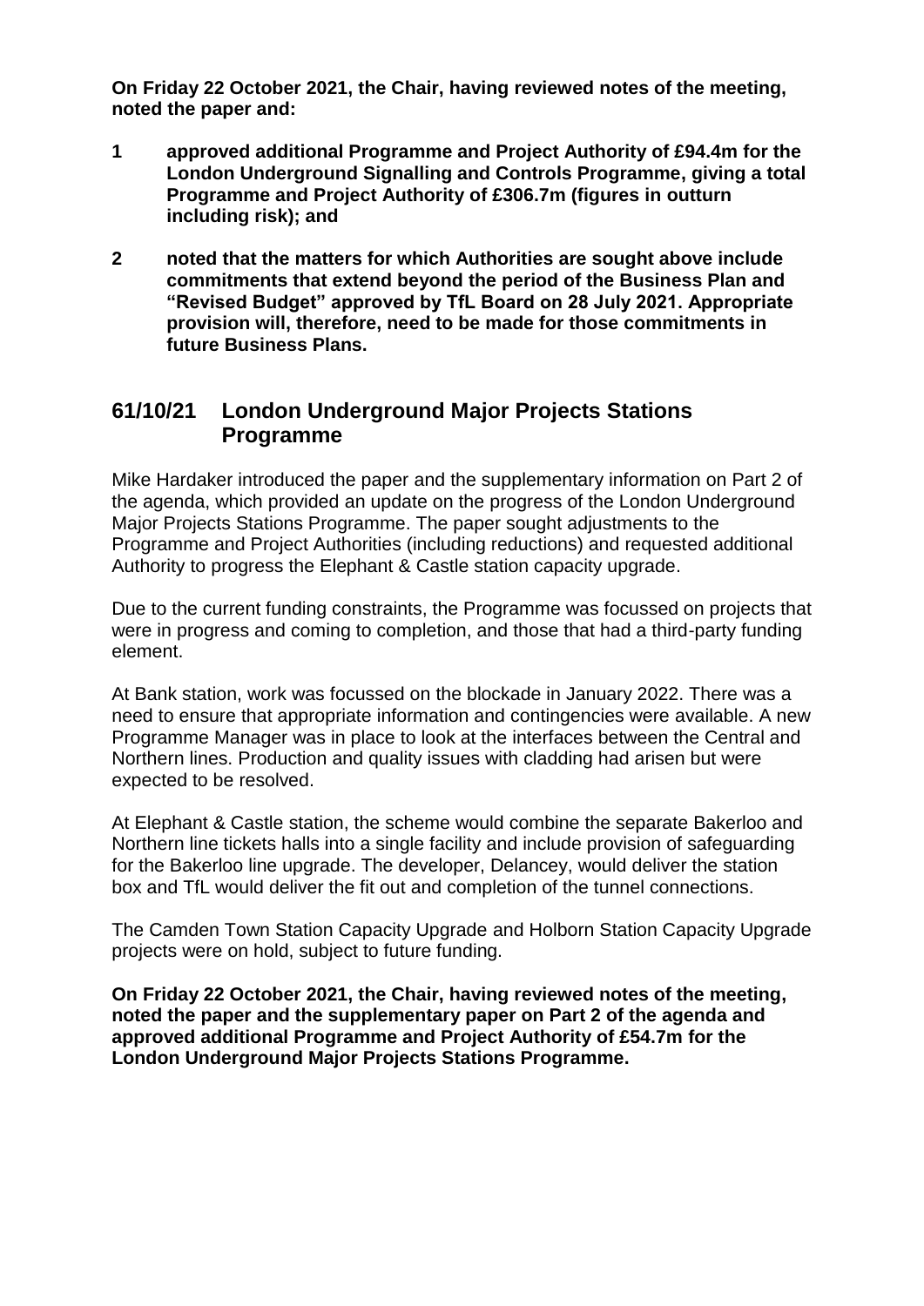**On Friday 22 October 2021, the Chair, having reviewed notes of the meeting, noted the paper and:**

1. **approved additional Programme and Project Authority of £94.4m for the London Underground Signalling and Controls Programme, giving a total Programme and Project Authority of £306.7m (figures in outturn including risk); and**

2. **noted that the matters for which Authorities are sought above include commitments that extend beyond the period of the Business Plan and "Revised Budget" approved by TfL Board on 28 July 2021. Appropriate provision will, therefore, need to be made for those commitments in future Business Plans.**

## 61/10/21 London Underground Major Projects Stations Programme

Mike Hardaker introduced the paper and the supplementary information on Part 2 of the agenda, which provided an update on the progress of the London Underground Major Projects Stations Programme. The paper sought adjustments to the Programme and Project Authorities (including reductions) and requested additional Authority to progress the Elephant & Castle station capacity upgrade.

Due to the current funding constraints, the Programme was focussed on projects that were in progress and coming to completion, and those that had a third-party funding element.

At Bank station, work was focussed on the blockade in January 2022. There was a need to ensure that appropriate information and contingencies were available. A new Programme Manager was in place to look at the interfaces between the Central and Northern lines. Production and quality issues with cladding had arisen but were expected to be resolved.

At Elephant & Castle station, the scheme would combine the separate Bakerloo and Northern line tickets halls into a single facility and include provision of safeguarding for the Bakerloo line upgrade. The developer, Delancey, would deliver the station box and TfL would deliver the fit out and completion of the tunnel connections.

The Camden Town Station Capacity Upgrade and Holborn Station Capacity Upgrade projects were on hold, subject to future funding.

**On Friday 22 October 2021, the Chair, having reviewed notes of the meeting, noted the paper and the supplementary paper on Part 2 of the agenda and approved additional Programme and Project Authority of £54.7m for the London Underground Major Projects Stations Programme.**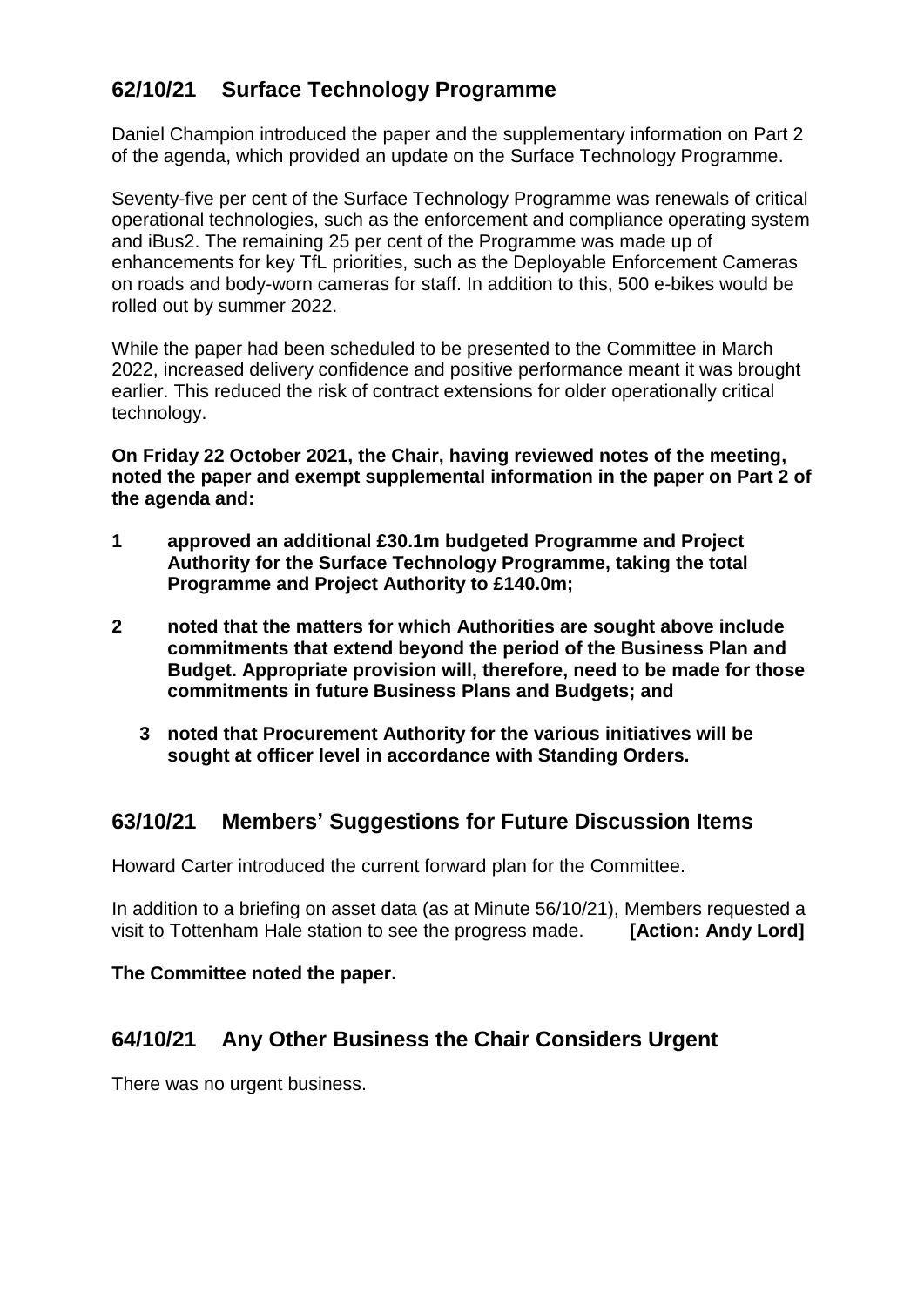## 62/10/21 Surface Technology Programme

Daniel Champion introduced the paper and the supplementary information on Part 2 of the agenda, which provided an update on the Surface Technology Programme.

Seventy-five per cent of the Surface Technology Programme was renewals of critical operational technologies, such as the enforcement and compliance operating system and iBus2. The remaining 25 per cent of the Programme was made up of enhancements for key TfL priorities, such as the Deployable Enforcement Cameras on roads and body-worn cameras for staff. In addition to this, 500 e-bikes would be rolled out by summer 2022.

While the paper had been scheduled to be presented to the Committee in March 2022, increased delivery confidence and positive performance meant it was brought earlier. This reduced the risk of contract extensions for older operationally critical technology.

**On Friday 22 October 2021, the Chair, having reviewed notes of the meeting, noted the paper and exempt supplemental information in the paper on Part 2 of the agenda and:**

**1 approved an additional £30.1m budgeted Programme and Project Authority for the Surface Technology Programme, taking the total Programme and Project Authority to £140.0m;**

**2 noted that the matters for which Authorities are sought above include commitments that extend beyond the period of the Business Plan and Budget. Appropriate provision will, therefore, need to be made for those commitments in future Business Plans and Budgets; and**

**3 noted that Procurement Authority for the various initiatives will be sought at officer level in accordance with Standing Orders.**

## 63/10/21 Members' Suggestions for Future Discussion Items

Howard Carter introduced the current forward plan for the Committee.

In addition to a briefing on asset data (as at Minute 56/10/21), Members requested a visit to Tottenham Hale station to see the progress made. **[Action: Andy Lord]**

**The Committee noted the paper.**

## 64/10/21 Any Other Business the Chair Considers Urgent

There was no urgent business.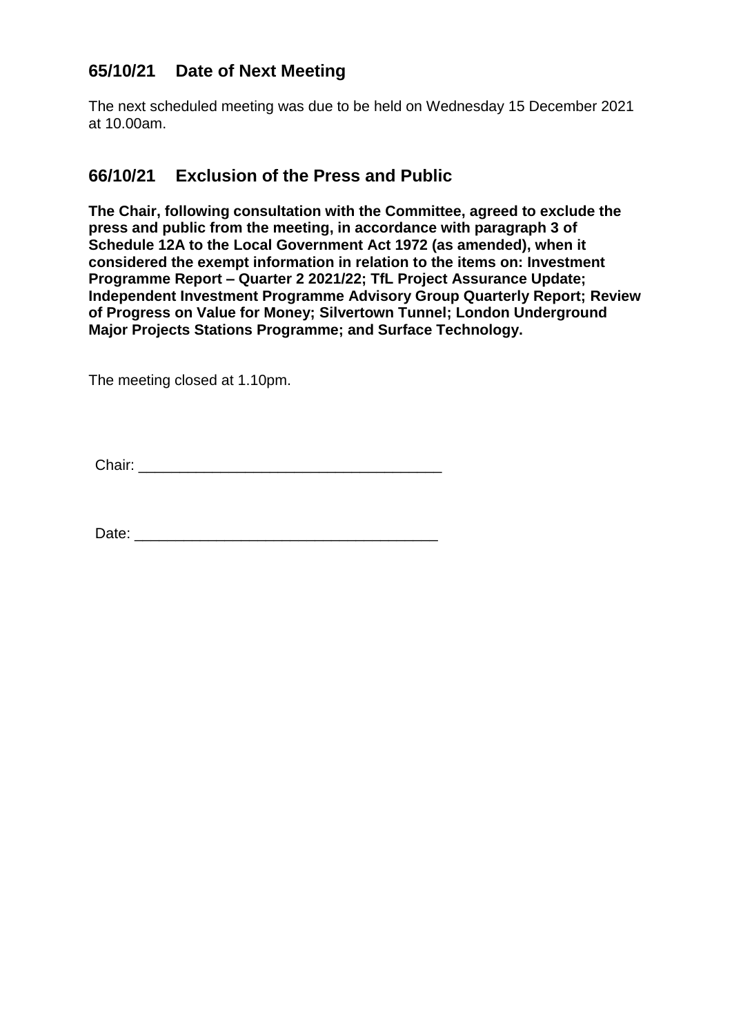## 65/10/21 Date of Next Meeting

The next scheduled meeting was due to be held on Wednesday 15 December 2021 at 10.00am.

## 66/10/21 Exclusion of the Press and Public

**The Chair, following consultation with the Committee, agreed to exclude the press and public from the meeting, in accordance with paragraph 3 of Schedule 12A to the Local Government Act 1972 (as amended), when it considered the exempt information in relation to the items on: Investment Programme Report – Quarter 2 2021/22; TfL Project Assurance Update; Independent Investment Programme Advisory Group Quarterly Report; Review of Progress on Value for Money; Silvertown Tunnel; London Underground Major Projects Stations Programme; and Surface Technology.**

The meeting closed at 1.10pm.

Chair: ___________________________________

Date: ___________________________________